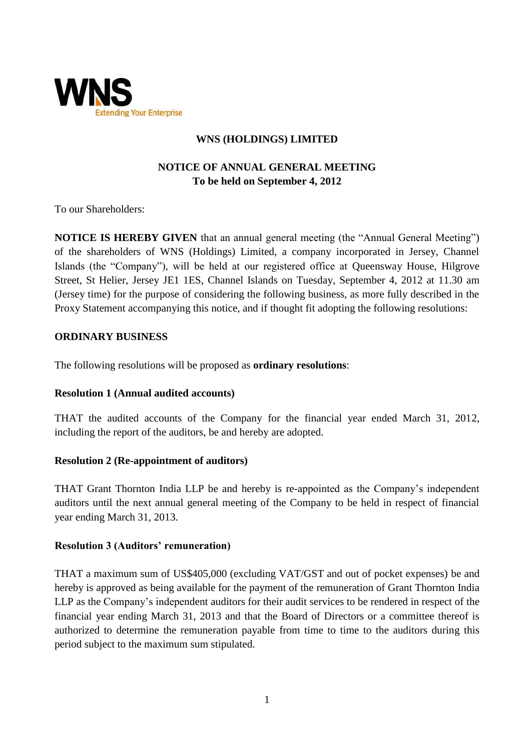# WNS (HOLDINGS) LIMITED

## NOTICE OF ANNUAL GENERAL MEETING
**To be held on September 4, 2012**

To our Shareholders:

**NOTICE IS HEREBY GIVEN** that an annual general meeting (the "Annual General Meeting") of the shareholders of WNS (Holdings) Limited, a company incorporated in Jersey, Channel Islands (the "Company"), will be held at our registered office at Queensway House, Hilgrove Street, St Helier, Jersey JE1 1ES, Channel Islands on Tuesday, September 4, 2012 at 11.30 am (Jersey time) for the purpose of considering the following business, as more fully described in the Proxy Statement accompanying this notice, and if thought fit adopting the following resolutions:

### ORDINARY BUSINESS

The following resolutions will be proposed as **ordinary resolutions**:

**Resolution 1 (Annual audited accounts)**

THAT the audited accounts of the Company for the financial year ended March 31, 2012, including the report of the auditors, be and hereby are adopted.

**Resolution 2 (Re-appointment of auditors)**

THAT Grant Thornton India LLP be and hereby is re-appointed as the Company's independent auditors until the next annual general meeting of the Company to be held in respect of financial year ending March 31, 2013.

**Resolution 3 (Auditors' remuneration)**

THAT a maximum sum of US$405,000 (excluding VAT/GST and out of pocket expenses) be and hereby is approved as being available for the payment of the remuneration of Grant Thornton India LLP as the Company's independent auditors for their audit services to be rendered in respect of the financial year ending March 31, 2013 and that the Board of Directors or a committee thereof is authorized to determine the remuneration payable from time to time to the auditors during this period subject to the maximum sum stipulated.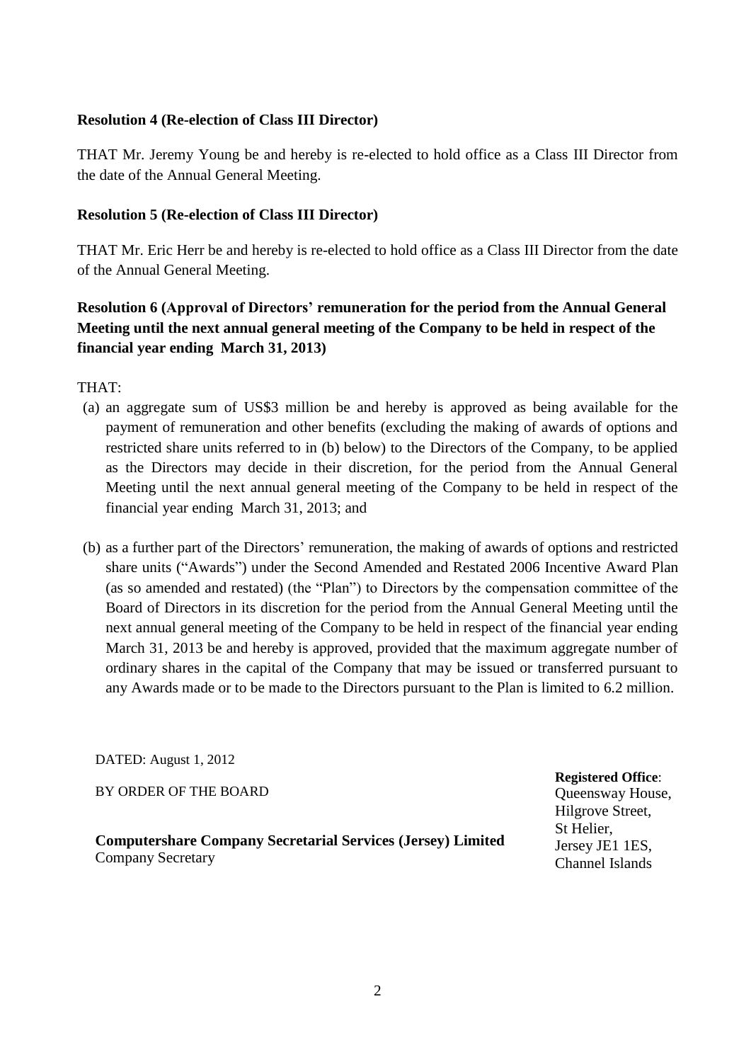**Resolution 4 (Re-election of Class III Director)**

THAT Mr. Jeremy Young be and hereby is re-elected to hold office as a Class III Director from the date of the Annual General Meeting.

**Resolution 5 (Re-election of Class III Director)**

THAT Mr. Eric Herr be and hereby is re-elected to hold office as a Class III Director from the date of the Annual General Meeting.

**Resolution 6 (Approval of Directors' remuneration for the period from the Annual General Meeting until the next annual general meeting of the Company to be held in respect of the financial year ending March 31, 2013)**

THAT:

(a) an aggregate sum of US$3 million be and hereby is approved as being available for the payment of remuneration and other benefits (excluding the making of awards of options and restricted share units referred to in (b) below) to the Directors of the Company, to be applied as the Directors may decide in their discretion, for the period from the Annual General Meeting until the next annual general meeting of the Company to be held in respect of the financial year ending March 31, 2013; and

(b) as a further part of the Directors' remuneration, the making of awards of options and restricted share units ("Awards") under the Second Amended and Restated 2006 Incentive Award Plan (as so amended and restated) (the "Plan") to Directors by the compensation committee of the Board of Directors in its discretion for the period from the Annual General Meeting until the next annual general meeting of the Company to be held in respect of the financial year ending March 31, 2013 be and hereby is approved, provided that the maximum aggregate number of ordinary shares in the capital of the Company that may be issued or transferred pursuant to any Awards made or to be made to the Directors pursuant to the Plan is limited to 6.2 million.

DATED: August 1, 2012

BY ORDER OF THE BOARD

**Computershare Company Secretarial Services (Jersey) Limited**
Company Secretary

**Registered Office**:
Queensway House,
Hilgrove Street,
St Helier,
Jersey JE1 1ES,
Channel Islands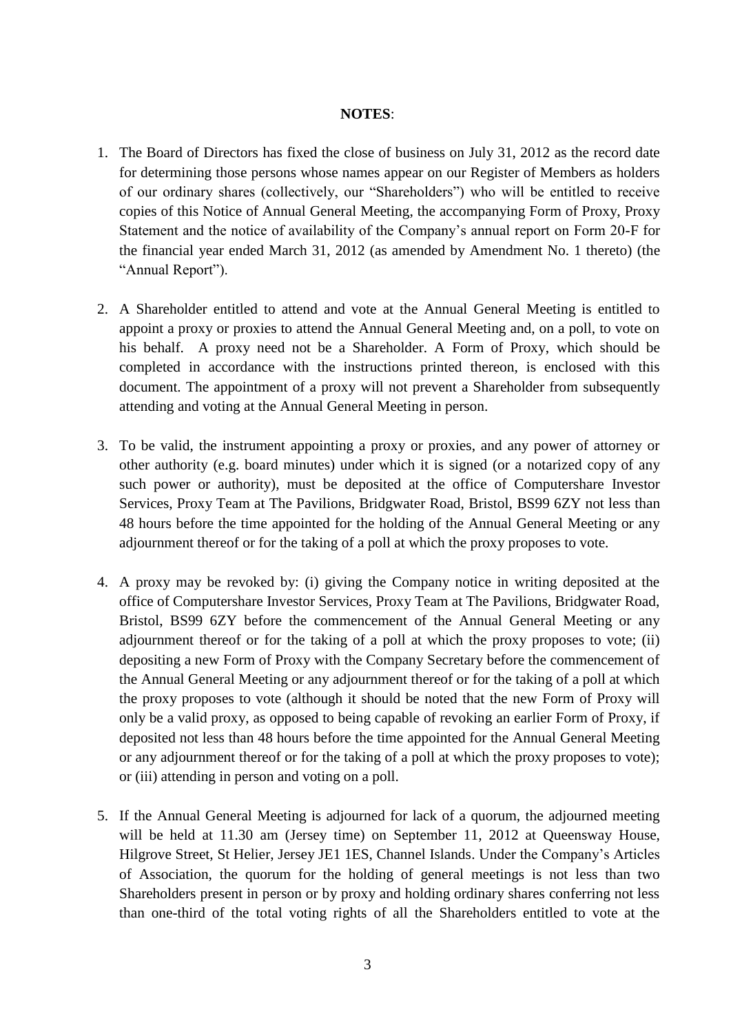**NOTES**:

1. The Board of Directors has fixed the close of business on July 31, 2012 as the record date for determining those persons whose names appear on our Register of Members as holders of our ordinary shares (collectively, our "Shareholders") who will be entitled to receive copies of this Notice of Annual General Meeting, the accompanying Form of Proxy, Proxy Statement and the notice of availability of the Company's annual report on Form 20-F for the financial year ended March 31, 2012 (as amended by Amendment No. 1 thereto) (the "Annual Report").

2. A Shareholder entitled to attend and vote at the Annual General Meeting is entitled to appoint a proxy or proxies to attend the Annual General Meeting and, on a poll, to vote on his behalf. A proxy need not be a Shareholder. A Form of Proxy, which should be completed in accordance with the instructions printed thereon, is enclosed with this document. The appointment of a proxy will not prevent a Shareholder from subsequently attending and voting at the Annual General Meeting in person.

3. To be valid, the instrument appointing a proxy or proxies, and any power of attorney or other authority (e.g. board minutes) under which it is signed (or a notarized copy of any such power or authority), must be deposited at the office of Computershare Investor Services, Proxy Team at The Pavilions, Bridgwater Road, Bristol, BS99 6ZY not less than 48 hours before the time appointed for the holding of the Annual General Meeting or any adjournment thereof or for the taking of a poll at which the proxy proposes to vote.

4. A proxy may be revoked by: (i) giving the Company notice in writing deposited at the office of Computershare Investor Services, Proxy Team at The Pavilions, Bridgwater Road, Bristol, BS99 6ZY before the commencement of the Annual General Meeting or any adjournment thereof or for the taking of a poll at which the proxy proposes to vote; (ii) depositing a new Form of Proxy with the Company Secretary before the commencement of the Annual General Meeting or any adjournment thereof or for the taking of a poll at which the proxy proposes to vote (although it should be noted that the new Form of Proxy will only be a valid proxy, as opposed to being capable of revoking an earlier Form of Proxy, if deposited not less than 48 hours before the time appointed for the Annual General Meeting or any adjournment thereof or for the taking of a poll at which the proxy proposes to vote); or (iii) attending in person and voting on a poll.

5. If the Annual General Meeting is adjourned for lack of a quorum, the adjourned meeting will be held at 11.30 am (Jersey time) on September 11, 2012 at Queensway House, Hilgrove Street, St Helier, Jersey JE1 1ES, Channel Islands. Under the Company's Articles of Association, the quorum for the holding of general meetings is not less than two Shareholders present in person or by proxy and holding ordinary shares conferring not less than one-third of the total voting rights of all the Shareholders entitled to vote at the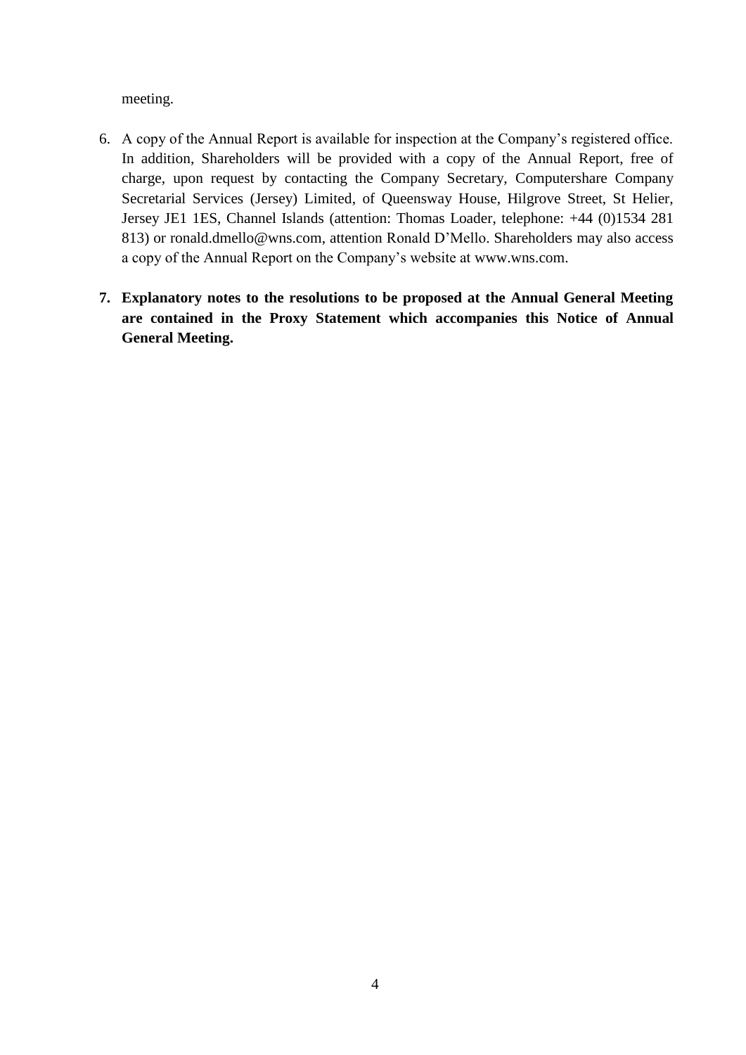meeting.

6. A copy of the Annual Report is available for inspection at the Company's registered office. In addition, Shareholders will be provided with a copy of the Annual Report, free of charge, upon request by contacting the Company Secretary, Computershare Company Secretarial Services (Jersey) Limited, of Queensway House, Hilgrove Street, St Helier, Jersey JE1 1ES, Channel Islands (attention: Thomas Loader, telephone: +44 (0)1534 281 813) or ronald.dmello@wns.com, attention Ronald D'Mello. Shareholders may also access a copy of the Annual Report on the Company's website at www.wns.com.

7. **Explanatory notes to the resolutions to be proposed at the Annual General Meeting are contained in the Proxy Statement which accompanies this Notice of Annual General Meeting.**